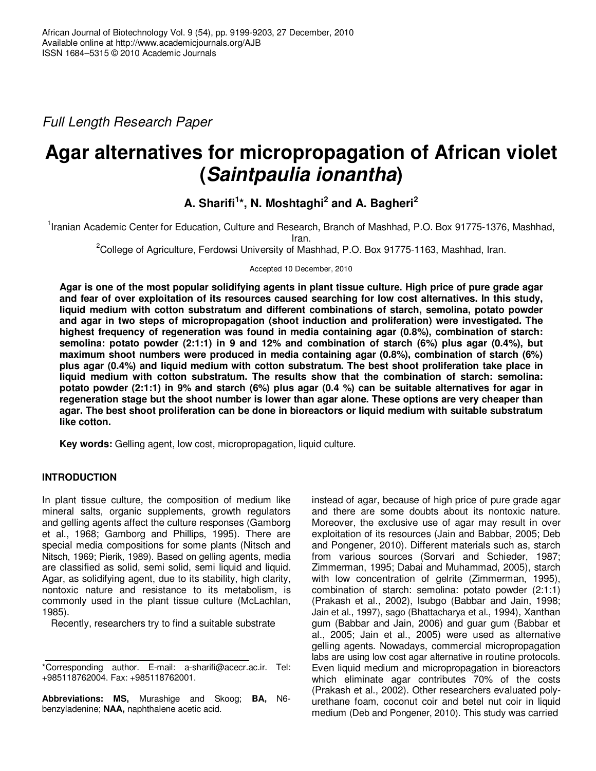Full Length Research Paper

# Agar alternatives for micropropagation of African violet (*Saintpaulia ionantha*)

**A. Sharifi[1]*, N. Moshtaghi[2] and A. Bagheri[2]**

[1]Iranian Academic Center for Education, Culture and Research, Branch of Mashhad, P.O. Box 91775-1376, Mashhad, Iran.

[2]College of Agriculture, Ferdowsi University of Mashhad, P.O. Box 91775-1163, Mashhad, Iran.

Accepted 10 December, 2010

**Agar is one of the most popular solidifying agents in plant tissue culture. High price of pure grade agar and fear of over exploitation of its resources caused searching for low cost alternatives. In this study, liquid medium with cotton substratum and different combinations of starch, semolina, potato powder and agar in two steps of micropropagation (shoot induction and proliferation) were investigated. The highest frequency of regeneration was found in media containing agar (0.8%), combination of starch: semolina: potato powder (2:1:1) in 9 and 12% and combination of starch (6%) plus agar (0.4%), but maximum shoot numbers were produced in media containing agar (0.8%), combination of starch (6%) plus agar (0.4%) and liquid medium with cotton substratum. The best shoot proliferation take place in liquid medium with cotton substratum. The results show that the combination of starch: semolina: potato powder (2:1:1) in 9% and starch (6%) plus agar (0.4 %) can be suitable alternatives for agar in regeneration stage but the shoot number is lower than agar alone. These options are very cheaper than agar. The best shoot proliferation can be done in bioreactors or liquid medium with suitable substratum like cotton.**

**Key words:** Gelling agent, low cost, micropropagation, liquid culture.

## INTRODUCTION

In plant tissue culture, the composition of medium like mineral salts, organic supplements, growth regulators and gelling agents affect the culture responses (Gamborg et al., 1968; Gamborg and Phillips, 1995). There are special media compositions for some plants (Nitsch and Nitsch, 1969; Pierik, 1989). Based on gelling agents, media are classified as solid, semi solid, semi liquid and liquid. Agar, as solidifying agent, due to its stability, high clarity, nontoxic nature and resistance to its metabolism, is commonly used in the plant tissue culture (McLachlan, 1985).

Recently, researchers try to find a suitable substrate instead of agar, because of high price of pure grade agar and there are some doubts about its nontoxic nature. Moreover, the exclusive use of agar may result in over exploitation of its resources (Jain and Babbar, 2005; Deb and Pongener, 2010). Different materials such as, starch from various sources (Sorvari and Schieder, 1987; Zimmerman, 1995; Dabai and Muhammad, 2005), starch with low concentration of gelrite (Zimmerman, 1995), combination of starch: semolina: potato powder (2:1:1) (Prakash et al., 2002), Isubgo (Babbar and Jain, 1998; Jain et al., 1997), sago (Bhattacharya et al., 1994), Xanthan gum (Babbar and Jain, 2006) and guar gum (Babbar et al., 2005; Jain et al., 2005) were used as alternative gelling agents. Nowadays, commercial micropropagation labs are using low cost agar alternative in routine protocols. Even liquid medium and micropropagation in bioreactors which eliminate agar contributes 70% of the costs (Prakash et al., 2002). Other researchers evaluated poly-urethane foam, coconut coir and betel nut coir in liquid medium (Deb and Pongener, 2010). This study was carried

*Corresponding author. E-mail: a-sharifi@acecr.ac.ir. Tel: +985118762004. Fax: +985118762001.

**Abbreviations: MS,** Murashige and Skoog; **BA,** N6-benzyladenine; **NAA,** naphthalene acetic acid.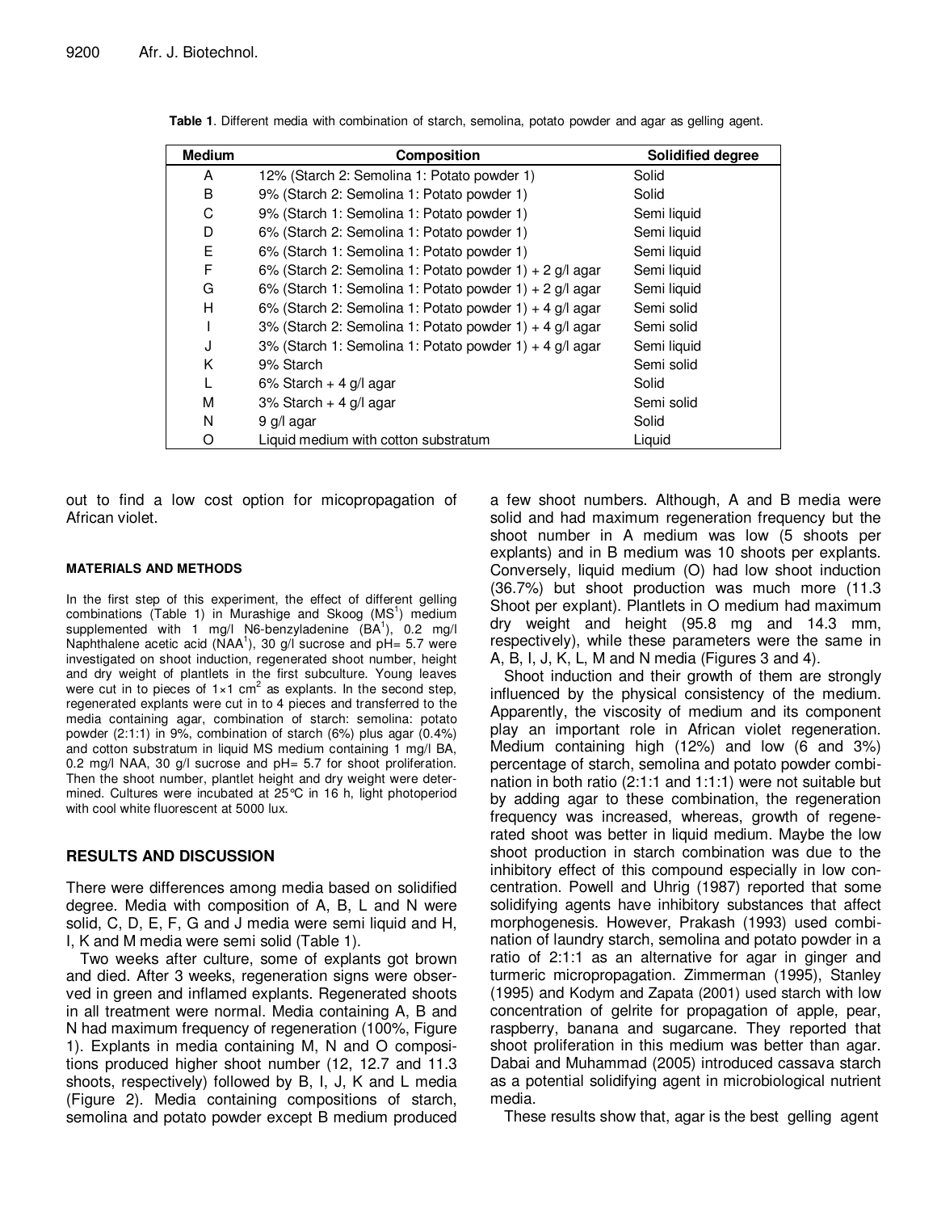**Table 1**. Different media with combination of starch, semolina, potato powder and agar as gelling agent.

| Medium | Composition | Solidified degree |
|---|---|---|
| A | 12% (Starch 2: Semolina 1: Potato powder 1) | Solid |
| B | 9% (Starch 2: Semolina 1: Potato powder 1) | Solid |
| C | 9% (Starch 1: Semolina 1: Potato powder 1) | Semi liquid |
| D | 6% (Starch 2: Semolina 1: Potato powder 1) | Semi liquid |
| E | 6% (Starch 1: Semolina 1: Potato powder 1) | Semi liquid |
| F | 6% (Starch 2: Semolina 1: Potato powder 1) + 2 g/l agar | Semi liquid |
| G | 6% (Starch 1: Semolina 1: Potato powder 1) + 2 g/l agar | Semi liquid |
| H | 6% (Starch 2: Semolina 1: Potato powder 1) + 4 g/l agar | Semi solid |
| I | 3% (Starch 2: Semolina 1: Potato powder 1) + 4 g/l agar | Semi solid |
| J | 3% (Starch 1: Semolina 1: Potato powder 1) + 4 g/l agar | Semi liquid |
| K | 9% Starch | Semi solid |
| L | 6% Starch + 4 g/l agar | Solid |
| M | 3% Starch + 4 g/l agar | Semi solid |
| N | 9 g/l agar | Solid |
| O | Liquid medium with cotton substratum | Liquid |

out to find a low cost option for micopropagation of African violet.

#### MATERIALS AND METHODS

In the first step of this experiment, the effect of different gelling combinations (Table 1) in Murashige and Skoog (MS[1]) medium supplemented with 1 mg/l N6-benzyladenine (BA[1]), 0.2 mg/l Naphthalene acetic acid (NAA[1]), 30 g/l sucrose and pH= 5.7 were investigated on shoot induction, regenerated shoot number, height and dry weight of plantlets in the first subculture. Young leaves were cut in to pieces of $1 \times 1$ $cm^2$ as explants. In the second step, regenerated explants were cut in to 4 pieces and transferred to the media containing agar, combination of starch: semolina: potato powder (2:1:1) in 9%, combination of starch (6%) plus agar (0.4%) and cotton substratum in liquid MS medium containing 1 mg/l BA, 0.2 mg/l NAA, 30 g/l sucrose and pH= 5.7 for shoot proliferation. Then the shoot number, plantlet height and dry weight were determined. Cultures were incubated at 25°C in 16 h, light photoperiod with cool white fluorescent at 5000 lux.

## RESULTS AND DISCUSSION

There were differences among media based on solidified degree. Media with composition of A, B, L and N were solid, C, D, E, F, G and J media were semi liquid and H, I, K and M media were semi solid (Table 1).

Two weeks after culture, some of explants got brown and died. After 3 weeks, regeneration signs were observed in green and inflamed explants. Regenerated shoots in all treatment were normal. Media containing A, B and N had maximum frequency of regeneration (100%, Figure 1). Explants in media containing M, N and O compositions produced higher shoot number (12, 12.7 and 11.3 shoots, respectively) followed by B, I, J, K and L media (Figure 2). Media containing compositions of starch, semolina and potato powder except B medium produced a few shoot numbers. Although, A and B media were solid and had maximum regeneration frequency but the shoot number in A medium was low (5 shoots per explants) and in B medium was 10 shoots per explants. Conversely, liquid medium (O) had low shoot induction (36.7%) but shoot production was much more (11.3 Shoot per explant). Plantlets in O medium had maximum dry weight and height (95.8 mg and 14.3 mm, respectively), while these parameters were the same in A, B, I, J, K, L, M and N media (Figures 3 and 4).

Shoot induction and their growth of them are strongly influenced by the physical consistency of the medium. Apparently, the viscosity of medium and its component play an important role in African violet regeneration. Medium containing high (12%) and low (6 and 3%) percentage of starch, semolina and potato powder combination in both ratio (2:1:1 and 1:1:1) were not suitable but by adding agar to these combination, the regeneration frequency was increased, whereas, growth of regenerated shoot was better in liquid medium. Maybe the low shoot production in starch combination was due to the inhibitory effect of this compound especially in low concentration. Powell and Uhrig (1987) reported that some solidifying agents have inhibitory substances that affect morphogenesis. However, Prakash (1993) used combination of laundry starch, semolina and potato powder in a ratio of 2:1:1 as an alternative for agar in ginger and turmeric micropropagation. Zimmerman (1995), Stanley (1995) and Kodym and Zapata (2001) used starch with low concentration of gelrite for propagation of apple, pear, raspberry, banana and sugarcane. They reported that shoot proliferation in this medium was better than agar. Dabai and Muhammad (2005) introduced cassava starch as a potential solidifying agent in microbiological nutrient media.

These results show that, agar is the best gelling agent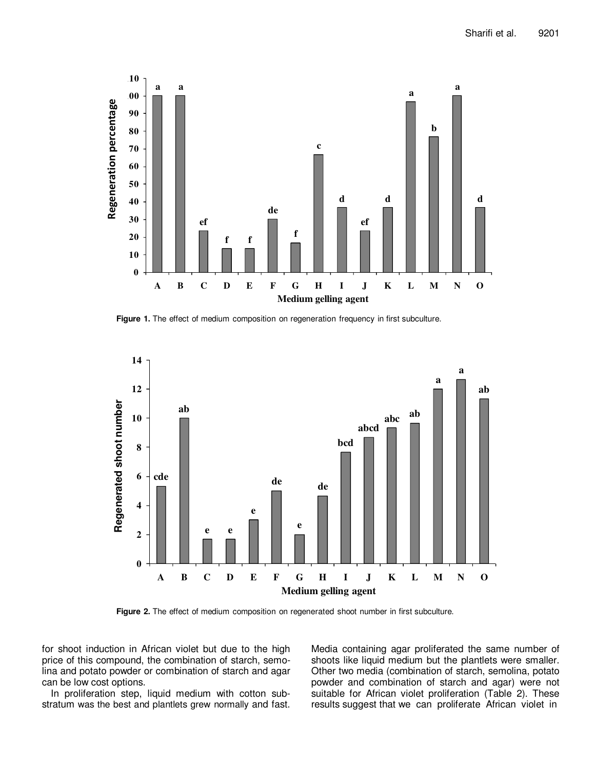Figure 1. The effect of medium composition on regeneration frequency in first subculture.

Figure 2. The effect of medium composition on regenerated shoot number in first subculture.

for shoot induction in African violet but due to the high price of this compound, the combination of starch, semolina and potato powder or combination of starch and agar can be low cost options.

In proliferation step, liquid medium with cotton substratum was the best and plantlets grew normally and fast. Media containing agar proliferated the same number of shoots like liquid medium but the plantlets were smaller. Other two media (combination of starch, semolina, potato powder and combination of starch and agar) were not suitable for African violet proliferation (Table 2). These results suggest that we can proliferate African violet in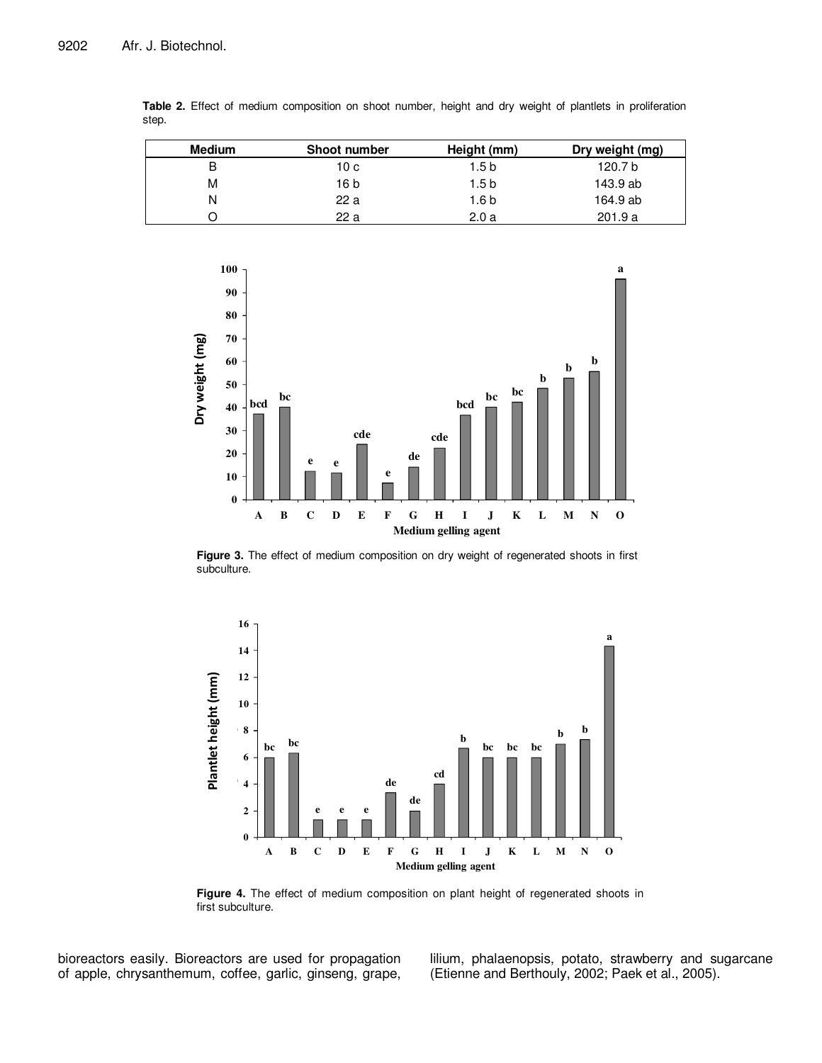**Table 2.** Effect of medium composition on shoot number, height and dry weight of plantlets in proliferation step.

| Medium | Shoot number | Height (mm) | Dry weight (mg) |
|---|---|---|---|
| B | 10 c | 1.5 b | 120.7 b |
| M | 16 b | 1.5 b | 143.9 ab |
| N | 22 a | 1.6 b | 164.9 ab |
| O | 22 a | 2.0 a | 201.9 a |

**Figure 3.** The effect of medium composition on dry weight of regenerated shoots in first subculture.

**Figure 4.** The effect of medium composition on plant height of regenerated shoots in first subculture.

bioreactors easily. Bioreactors are used for propagation of apple, chrysanthemum, coffee, garlic, ginseng, grape, lilium, phalaenopsis, potato, strawberry and sugarcane (Etienne and Berthouly, 2002; Paek et al., 2005).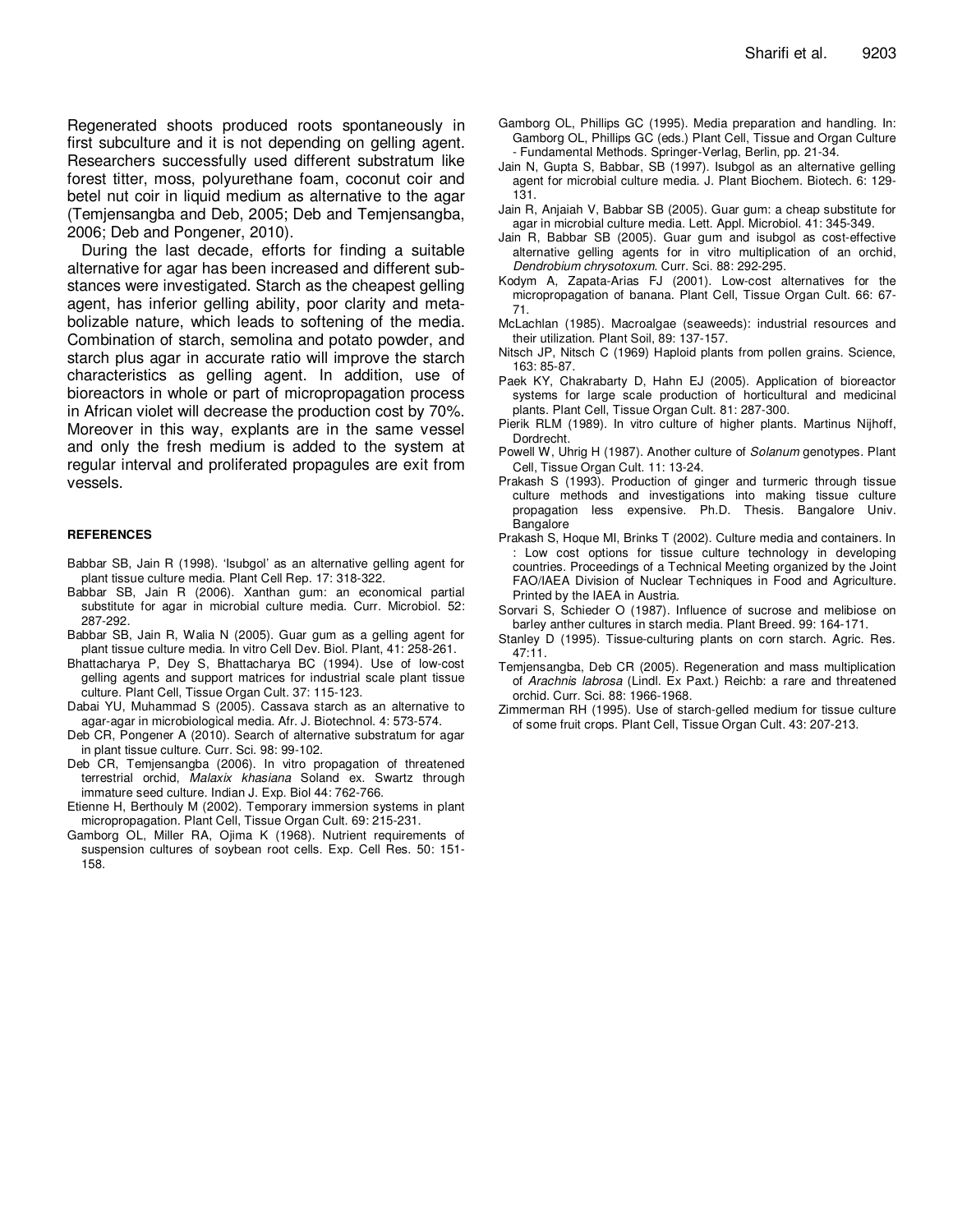Regenerated shoots produced roots spontaneously in first subculture and it is not depending on gelling agent. Researchers successfully used different substratum like forest titter, moss, polyurethane foam, coconut coir and betel nut coir in liquid medium as alternative to the agar (Temjensangba and Deb, 2005; Deb and Temjensangba, 2006; Deb and Pongener, 2010).

During the last decade, efforts for finding a suitable alternative for agar has been increased and different substances were investigated. Starch as the cheapest gelling agent, has inferior gelling ability, poor clarity and metabolizable nature, which leads to softening of the media. Combination of starch, semolina and potato powder, and starch plus agar in accurate ratio will improve the starch characteristics as gelling agent. In addition, use of bioreactors in whole or part of micropropagation process in African violet will decrease the production cost by 70%. Moreover in this way, explants are in the same vessel and only the fresh medium is added to the system at regular interval and proliferated propagules are exit from vessels.

## REFERENCES

Babbar SB, Jain R (1998). 'Isubgol' as an alternative gelling agent for plant tissue culture media. Plant Cell Rep. 17: 318-322.

Babbar SB, Jain R (2006). Xanthan gum: an economical partial substitute for agar in microbial culture media. Curr. Microbiol. 52: 287-292.

Babbar SB, Jain R, Walia N (2005). Guar gum as a gelling agent for plant tissue culture media. In vitro Cell Dev. Biol. Plant, 41: 258-261.

Bhattacharya P, Dey S, Bhattacharya BC (1994). Use of low-cost gelling agents and support matrices for industrial scale plant tissue culture. Plant Cell, Tissue Organ Cult. 37: 115-123.

Dabai YU, Muhammad S (2005). Cassava starch as an alternative to agar-agar in microbiological media. Afr. J. Biotechnol. 4: 573-574.

Deb CR, Pongener A (2010). Search of alternative substratum for agar in plant tissue culture. Curr. Sci. 98: 99-102.

Deb CR, Temjensangba (2006). In vitro propagation of threatened terrestrial orchid, *Malaxix khasiana* Soland ex. Swartz through immature seed culture. Indian J. Exp. Biol 44: 762-766.

Etienne H, Berthouly M (2002). Temporary immersion systems in plant micropropagation. Plant Cell, Tissue Organ Cult. 69: 215-231.

Gamborg OL, Miller RA, Ojima K (1968). Nutrient requirements of suspension cultures of soybean root cells. Exp. Cell Res. 50: 151-158.

Gamborg OL, Phillips GC (1995). Media preparation and handling. In: Gamborg OL, Phillips GC (eds.) Plant Cell, Tissue and Organ Culture - Fundamental Methods. Springer-Verlag, Berlin, pp. 21-34.

Jain N, Gupta S, Babbar, SB (1997). Isubgol as an alternative gelling agent for microbial culture media. J. Plant Biochem. Biotech. 6: 129-131.

Jain R, Anjaiah V, Babbar SB (2005). Guar gum: a cheap substitute for agar in microbial culture media. Lett. Appl. Microbiol. 41: 345-349.

Jain R, Babbar SB (2005). Guar gum and isubgol as cost-effective alternative gelling agents for in vitro multiplication of an orchid, *Dendrobium chrysotoxum*. Curr. Sci. 88: 292-295.

Kodym A, Zapata-Arias FJ (2001). Low-cost alternatives for the micropropagation of banana. Plant Cell, Tissue Organ Cult. 66: 67-71.

McLachlan (1985). Macroalgae (seaweeds): industrial resources and their utilization. Plant Soil, 89: 137-157.

Nitsch JP, Nitsch C (1969) Haploid plants from pollen grains. Science, 163: 85-87.

Paek KY, Chakrabarty D, Hahn EJ (2005). Application of bioreactor systems for large scale production of horticultural and medicinal plants. Plant Cell, Tissue Organ Cult. 81: 287-300.

Pierik RLM (1989). In vitro culture of higher plants. Martinus Nijhoff, Dordrecht.

Powell W, Uhrig H (1987). Another culture of *Solanum* genotypes. Plant Cell, Tissue Organ Cult. 11: 13-24.

Prakash S (1993). Production of ginger and turmeric through tissue culture methods and investigations into making tissue culture propagation less expensive. Ph.D. Thesis. Bangalore Univ. Bangalore

Prakash S, Hoque MI, Brinks T (2002). Culture media and containers. In : Low cost options for tissue culture technology in developing countries. Proceedings of a Technical Meeting organized by the Joint FAO/IAEA Division of Nuclear Techniques in Food and Agriculture. Printed by the IAEA in Austria.

Sorvari S, Schieder O (1987). Influence of sucrose and melibiose on barley anther cultures in starch media. Plant Breed. 99: 164-171.

Stanley D (1995). Tissue-culturing plants on corn starch. Agric. Res. 47:11.

Temjensangba, Deb CR (2005). Regeneration and mass multiplication of *Arachnis labrosa* (Lindl. Ex Paxt.) Reichb: a rare and threatened orchid. Curr. Sci. 88: 1966-1968.

Zimmerman RH (1995). Use of starch-gelled medium for tissue culture of some fruit crops. Plant Cell, Tissue Organ Cult. 43: 207-213.